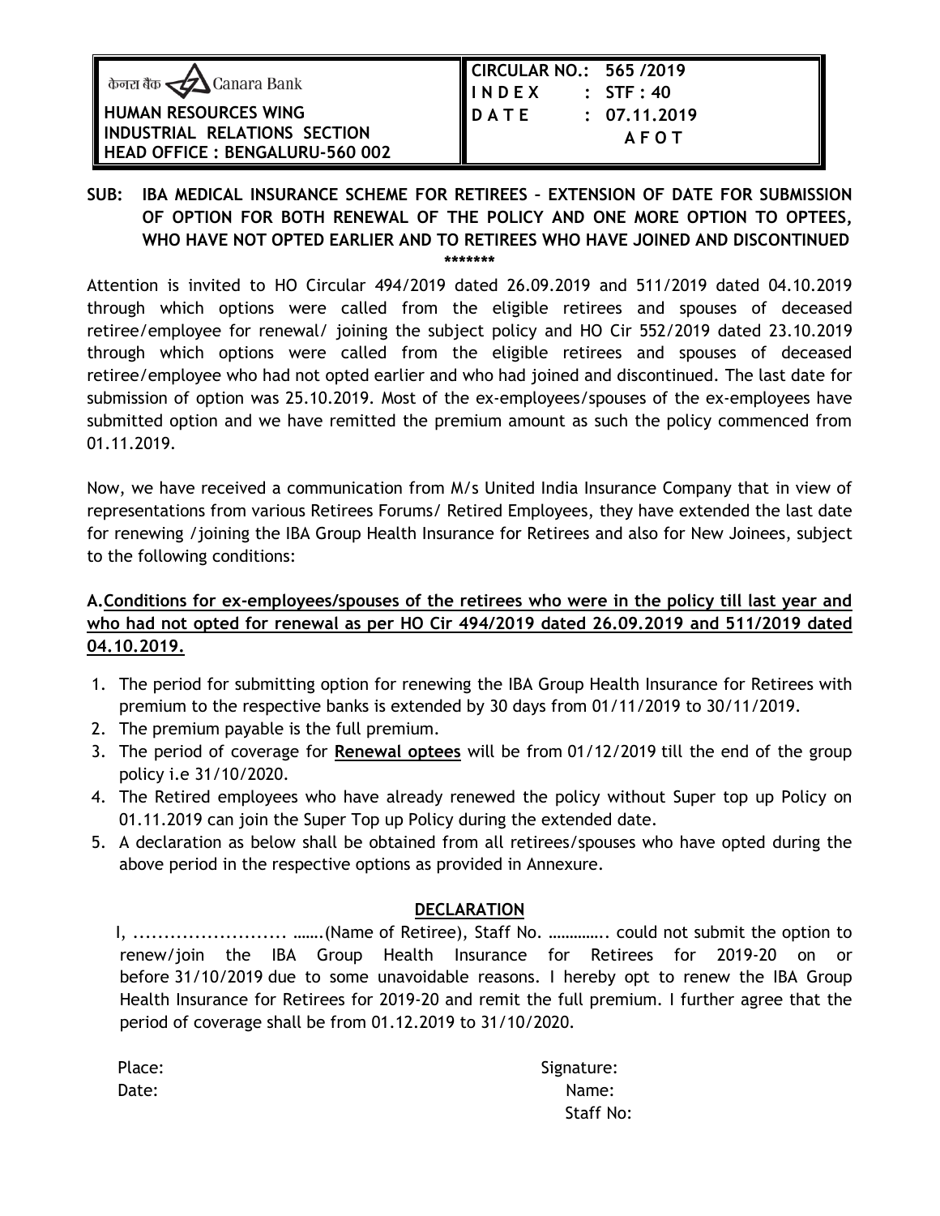| केनरा बैंक Canara Bank<br>**HUMAN RESOURCES WING**<br>**INDUSTRIAL RELATIONS SECTION**<br>**HEAD OFFICE : BENGALURU-560 002** | **CIRCULAR NO.: 565 /2019**<br>**I N D E X : STF : 40**<br>**D A T E : 07.11.2019**<br>**A F O T** |
|---|---|

**SUB: IBA MEDICAL INSURANCE SCHEME FOR RETIREES – EXTENSION OF DATE FOR SUBMISSION OF OPTION FOR BOTH RENEWAL OF THE POLICY AND ONE MORE OPTION TO OPTEES, WHO HAVE NOT OPTED EARLIER AND TO RETIREES WHO HAVE JOINED AND DISCONTINUED**

*******

Attention is invited to HO Circular 494/2019 dated 26.09.2019 and 511/2019 dated 04.10.2019 through which options were called from the eligible retirees and spouses of deceased retiree/employee for renewal/ joining the subject policy and HO Cir 552/2019 dated 23.10.2019 through which options were called from the eligible retirees and spouses of deceased retiree/employee who had not opted earlier and who had joined and discontinued. The last date for submission of option was 25.10.2019. Most of the ex-employees/spouses of the ex-employees have submitted option and we have remitted the premium amount as such the policy commenced from 01.11.2019.

Now, we have received a communication from M/s United India Insurance Company that in view of representations from various Retirees Forums/ Retired Employees, they have extended the last date for renewing /joining the IBA Group Health Insurance for Retirees and also for New Joinees, subject to the following conditions:

**A. Conditions for ex-employees/spouses of the retirees who were in the policy till last year and who had not opted for renewal as per HO Cir 494/2019 dated 26.09.2019 and 511/2019 dated 04.10.2019.**

1. The period for submitting option for renewing the IBA Group Health Insurance for Retirees with premium to the respective banks is extended by 30 days from 01/11/2019 to 30/11/2019.
2. The premium payable is the full premium.
3. The period of coverage for **Renewal optees** will be from 01/12/2019 till the end of the group policy i.e 31/10/2020.
4. The Retired employees who have already renewed the policy without Super top up Policy on 01.11.2019 can join the Super Top up Policy during the extended date.
5. A declaration as below shall be obtained from all retirees/spouses who have opted during the above period in the respective options as provided in Annexure.

**DECLARATION**

I, ......................... …….(Name of Retiree), Staff No. ………….. could not submit the option to renew/join the IBA Group Health Insurance for Retirees for 2019-20 on or before 31/10/2019 due to some unavoidable reasons. I hereby opt to renew the IBA Group Health Insurance for Retirees for 2019-20 and remit the full premium. I further agree that the period of coverage shall be from 01.12.2019 to 31/10/2020.

Place: Signature:

Date: Name:

Staff No: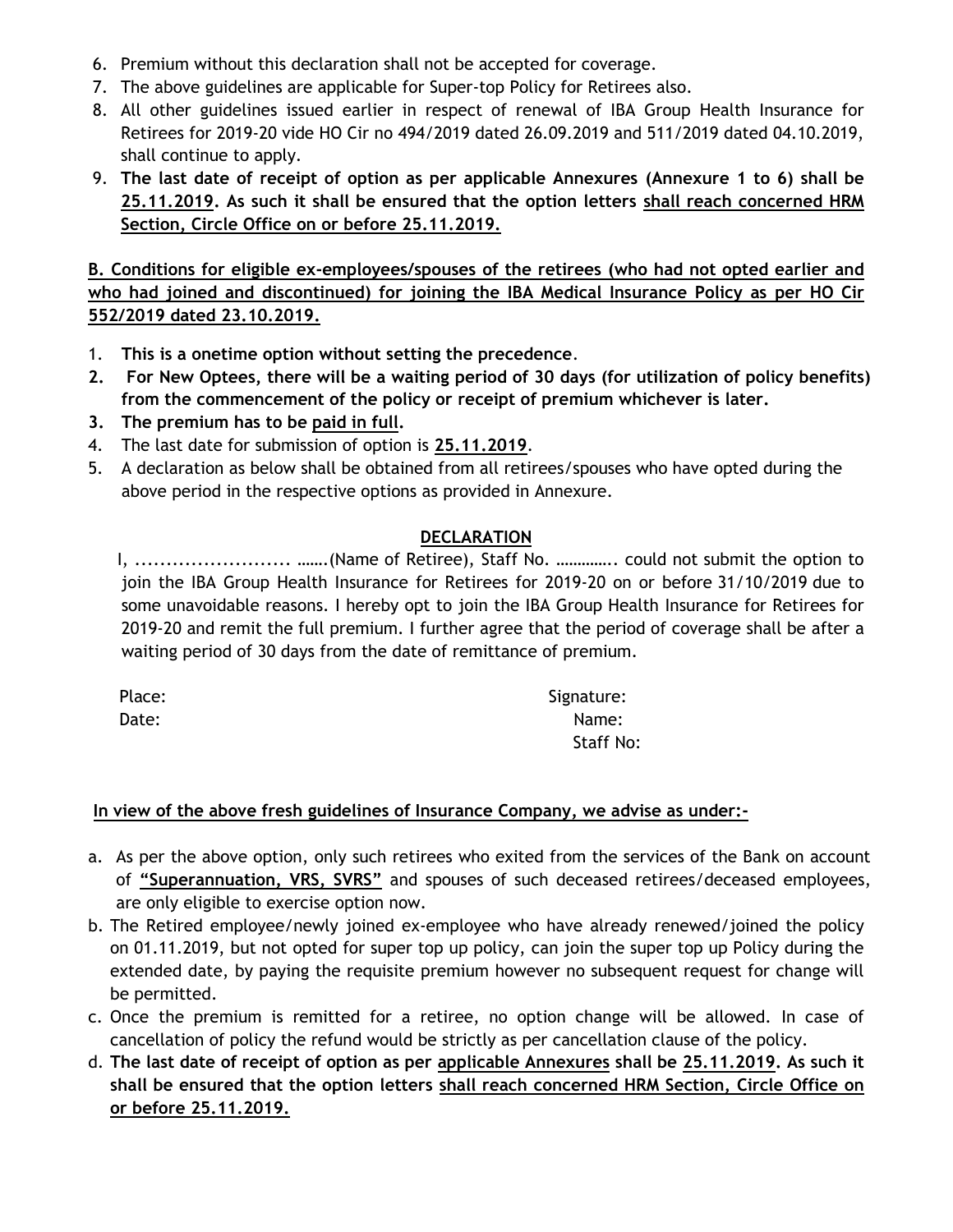6. Premium without this declaration shall not be accepted for coverage.
7. The above guidelines are applicable for Super-top Policy for Retirees also.
8. All other guidelines issued earlier in respect of renewal of IBA Group Health Insurance for Retirees for 2019-20 vide HO Cir no 494/2019 dated 26.09.2019 and 511/2019 dated 04.10.2019, shall continue to apply.
9. **The last date of receipt of option as per applicable Annexures (Annexure 1 to 6) shall be 25.11.2019. As such it shall be ensured that the option letters shall reach concerned HRM Section, Circle Office on or before 25.11.2019.**

**B. Conditions for eligible ex-employees/spouses of the retirees (who had not opted earlier and who had joined and discontinued) for joining the IBA Medical Insurance Policy as per HO Cir 552/2019 dated 23.10.2019.**

1. **This is a onetime option without setting the precedence**.
2. **For New Optees, there will be a waiting period of 30 days (for utilization of policy benefits) from the commencement of the policy or receipt of premium whichever is later.**
3. **The premium has to be paid in full.**
4. The last date for submission of option is **25.11.2019**.
5. A declaration as below shall be obtained from all retirees/spouses who have opted during the above period in the respective options as provided in Annexure.

**DECLARATION**

I, ......................... …….(Name of Retiree), Staff No. ………….. could not submit the option to join the IBA Group Health Insurance for Retirees for 2019-20 on or before 31/10/2019 due to some unavoidable reasons. I hereby opt to join the IBA Group Health Insurance for Retirees for 2019-20 and remit the full premium. I further agree that the period of coverage shall be after a waiting period of 30 days from the date of remittance of premium.

Place: Signature:

Date: Name:

Staff No:

**In view of the above fresh guidelines of Insurance Company, we advise as under:-**

a. As per the above option, only such retirees who exited from the services of the Bank on account of **"Superannuation, VRS, SVRS"** and spouses of such deceased retirees/deceased employees, are only eligible to exercise option now.
b. The Retired employee/newly joined ex-employee who have already renewed/joined the policy on 01.11.2019, but not opted for super top up policy, can join the super top up Policy during the extended date, by paying the requisite premium however no subsequent request for change will be permitted.
c. Once the premium is remitted for a retiree, no option change will be allowed. In case of cancellation of policy the refund would be strictly as per cancellation clause of the policy.
d. **The last date of receipt of option as per applicable Annexures shall be 25.11.2019. As such it shall be ensured that the option letters shall reach concerned HRM Section, Circle Office on or before 25.11.2019.**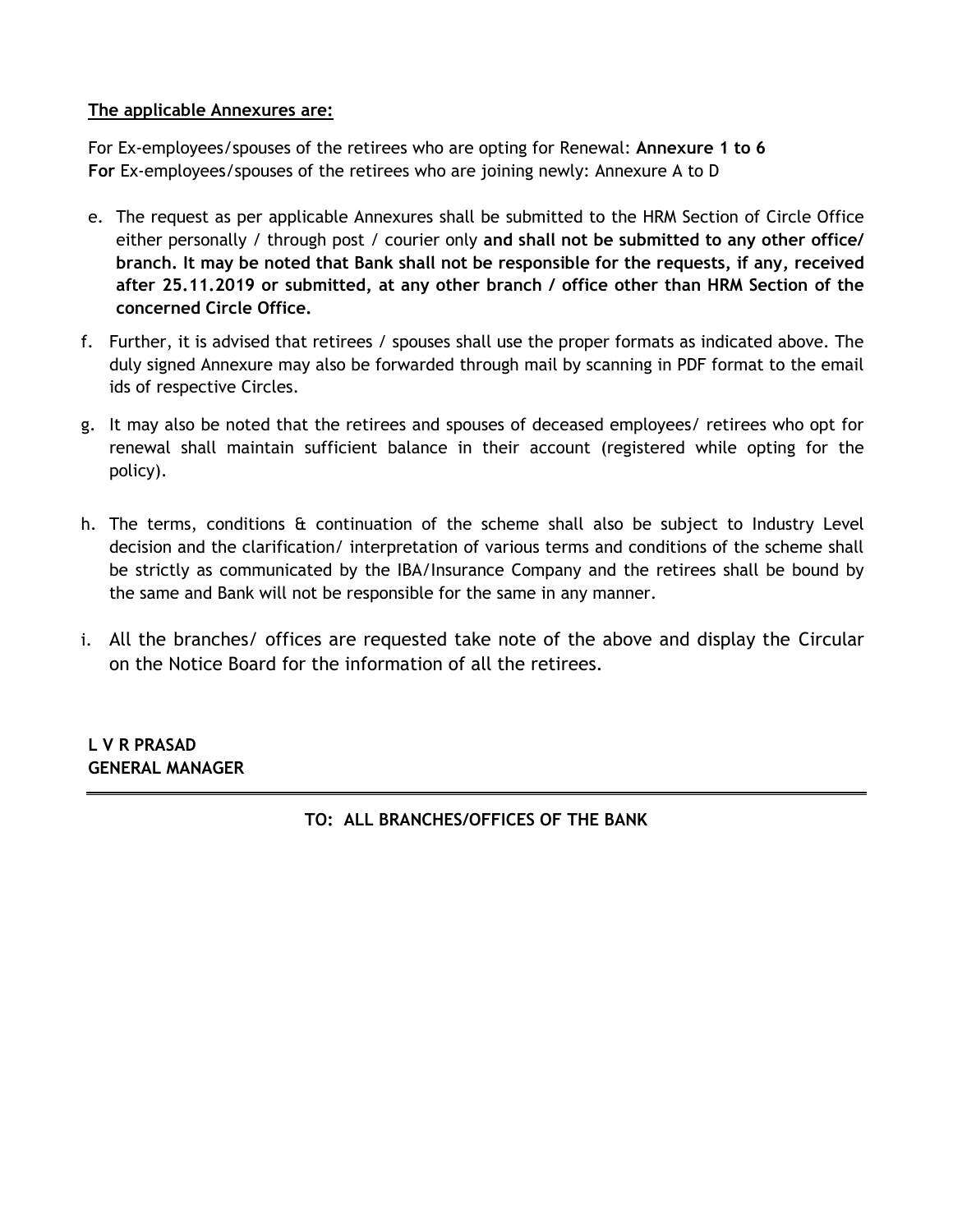**The applicable Annexures are:**

For Ex-employees/spouses of the retirees who are opting for Renewal: **Annexure 1 to 6**
**For** Ex-employees/spouses of the retirees who are joining newly: Annexure A to D

e. The request as per applicable Annexures shall be submitted to the HRM Section of Circle Office either personally / through post / courier only **and shall not be submitted to any other office/ branch. It may be noted that Bank shall not be responsible for the requests, if any, received after 25.11.2019 or submitted, at any other branch / office other than HRM Section of the concerned Circle Office.**

f. Further, it is advised that retirees / spouses shall use the proper formats as indicated above. The duly signed Annexure may also be forwarded through mail by scanning in PDF format to the email ids of respective Circles.

g. It may also be noted that the retirees and spouses of deceased employees/ retirees who opt for renewal shall maintain sufficient balance in their account (registered while opting for the policy).

h. The terms, conditions & continuation of the scheme shall also be subject to Industry Level decision and the clarification/ interpretation of various terms and conditions of the scheme shall be strictly as communicated by the IBA/Insurance Company and the retirees shall be bound by the same and Bank will not be responsible for the same in any manner.

i. All the branches/ offices are requested take note of the above and display the Circular on the Notice Board for the information of all the retirees.

**L V R PRASAD**
**GENERAL MANAGER**

---

**TO: ALL BRANCHES/OFFICES OF THE BANK**